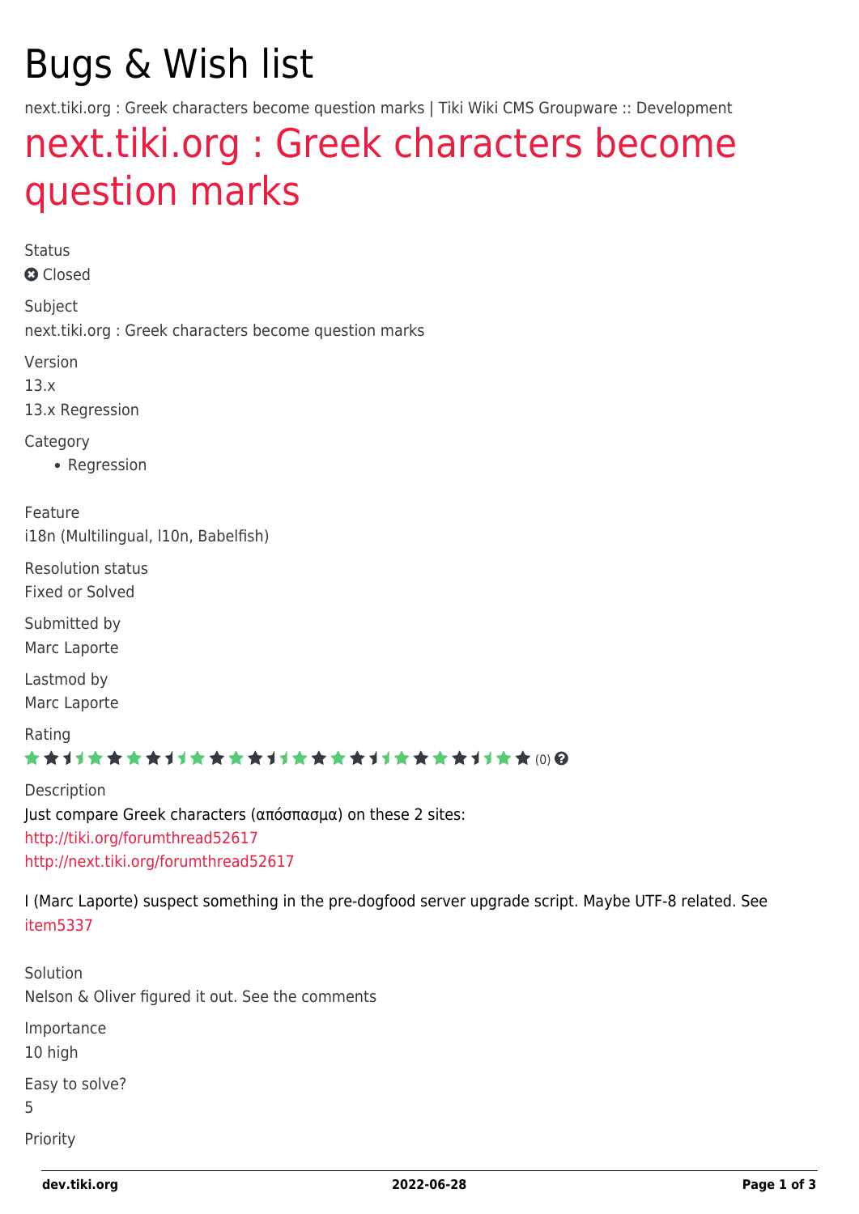# Bugs & Wish list

next.tiki.org : Greek characters become question marks | Tiki Wiki CMS Groupware :: Development

## next.tiki.org : Greek characters become question marks

Status

Closed

Subject

next.tiki.org : Greek characters become question marks

Version

13.x

13.x Regression

Category

- Regression

Feature

i18n (Multilingual, l10n, Babelfish)

Resolution status

Fixed or Solved

Submitted by

Marc Laporte

Lastmod by

Marc Laporte

Rating

(0)

Description

Just compare Greek characters (απόσπασμα) on these 2 sites:

http://tiki.org/forumthread52617

http://next.tiki.org/forumthread52617

I (Marc Laporte) suspect something in the pre-dogfood server upgrade script. Maybe UTF-8 related. See item5337

Solution

Nelson & Oliver figured it out. See the comments

Importance

10 high

Easy to solve?

5

Priority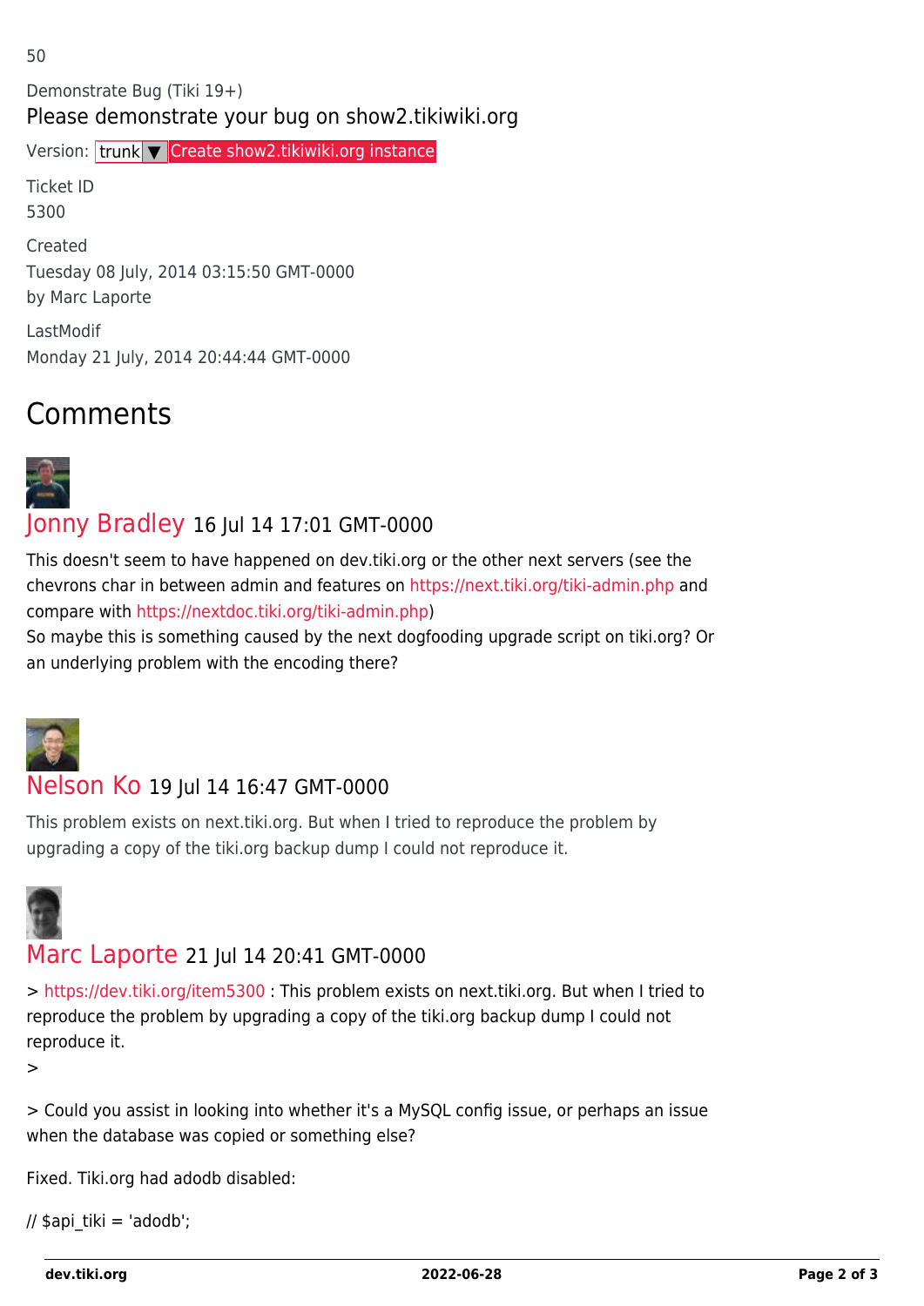50

Demonstrate Bug (Tiki 19+)

Please demonstrate your bug on show2.tikiwiki.org

Version: trunk ▼ Create show2.tikiwiki.org instance

Ticket ID

5300

Created

Tuesday 08 July, 2014 03:15:50 GMT-0000

by Marc Laporte

LastModif

Monday 21 July, 2014 20:44:44 GMT-0000

## Comments

### Jonny Bradley 16 Jul 14 17:01 GMT-0000

This doesn't seem to have happened on dev.tiki.org or the other next servers (see the chevrons char in between admin and features on https://next.tiki.org/tiki-admin.php and compare with https://nextdoc.tiki.org/tiki-admin.php)

So maybe this is something caused by the next dogfooding upgrade script on tiki.org? Or an underlying problem with the encoding there?

### Nelson Ko 19 Jul 14 16:47 GMT-0000

This problem exists on next.tiki.org. But when I tried to reproduce the problem by upgrading a copy of the tiki.org backup dump I could not reproduce it.

### Marc Laporte 21 Jul 14 20:41 GMT-0000

> https://dev.tiki.org/item5300 : This problem exists on next.tiki.org. But when I tried to reproduce the problem by upgrading a copy of the tiki.org backup dump I could not reproduce it.
>

> Could you assist in looking into whether it's a MySQL config issue, or perhaps an issue when the database was copied or something else?

Fixed. Tiki.org had adodb disabled:

// $api_tiki = 'adodb';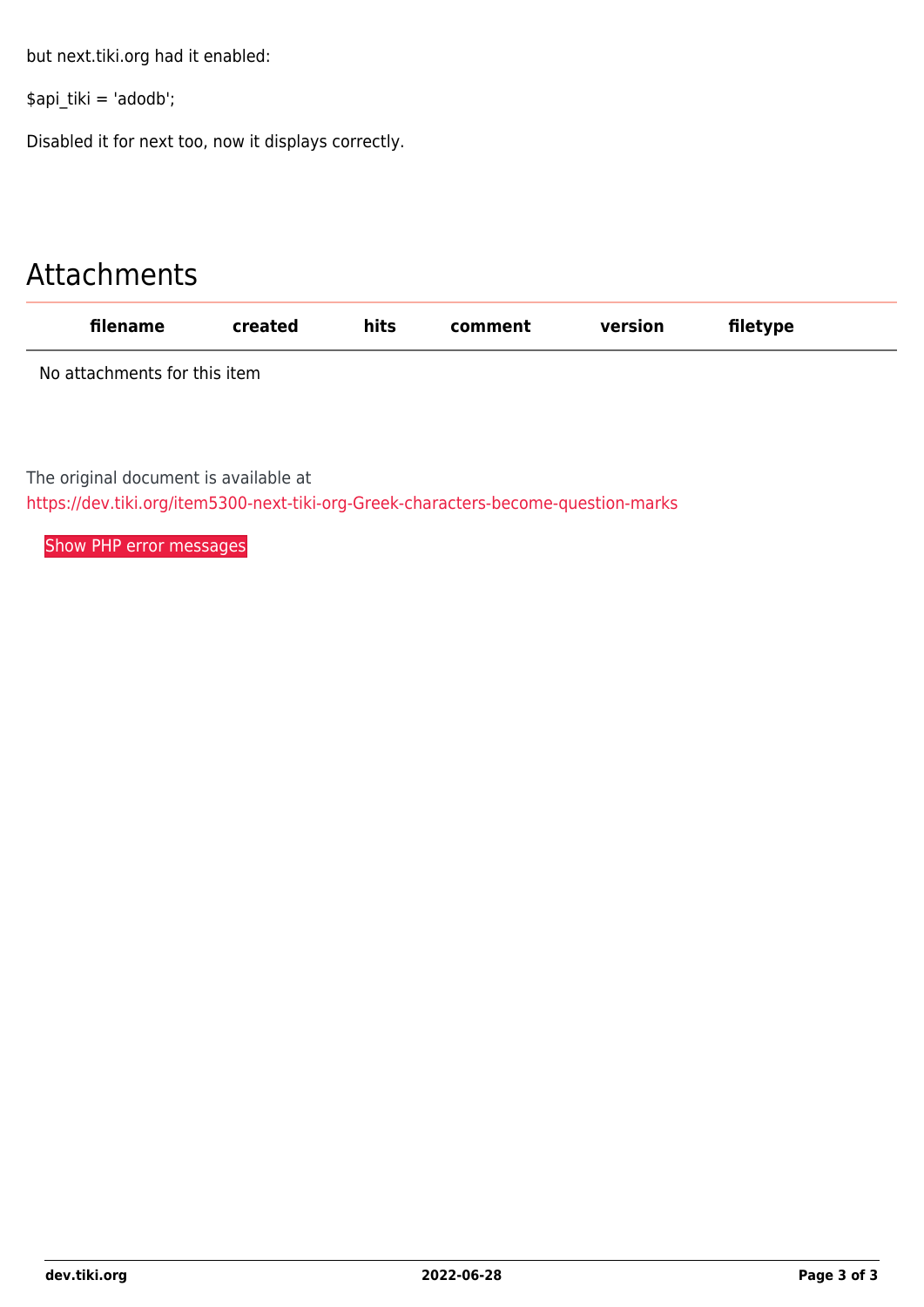but next.tiki.org had it enabled:

$api_tiki = 'adodb';

Disabled it for next too, now it displays correctly.

## Attachments

| filename | created | hits | comment | version | filetype |
|---|---|---|---|---|---|
| No attachments for this item | | | | | |

The original document is available at https://dev.tiki.org/item5300-next-tiki-org-Greek-characters-become-question-marks

Show PHP error messages